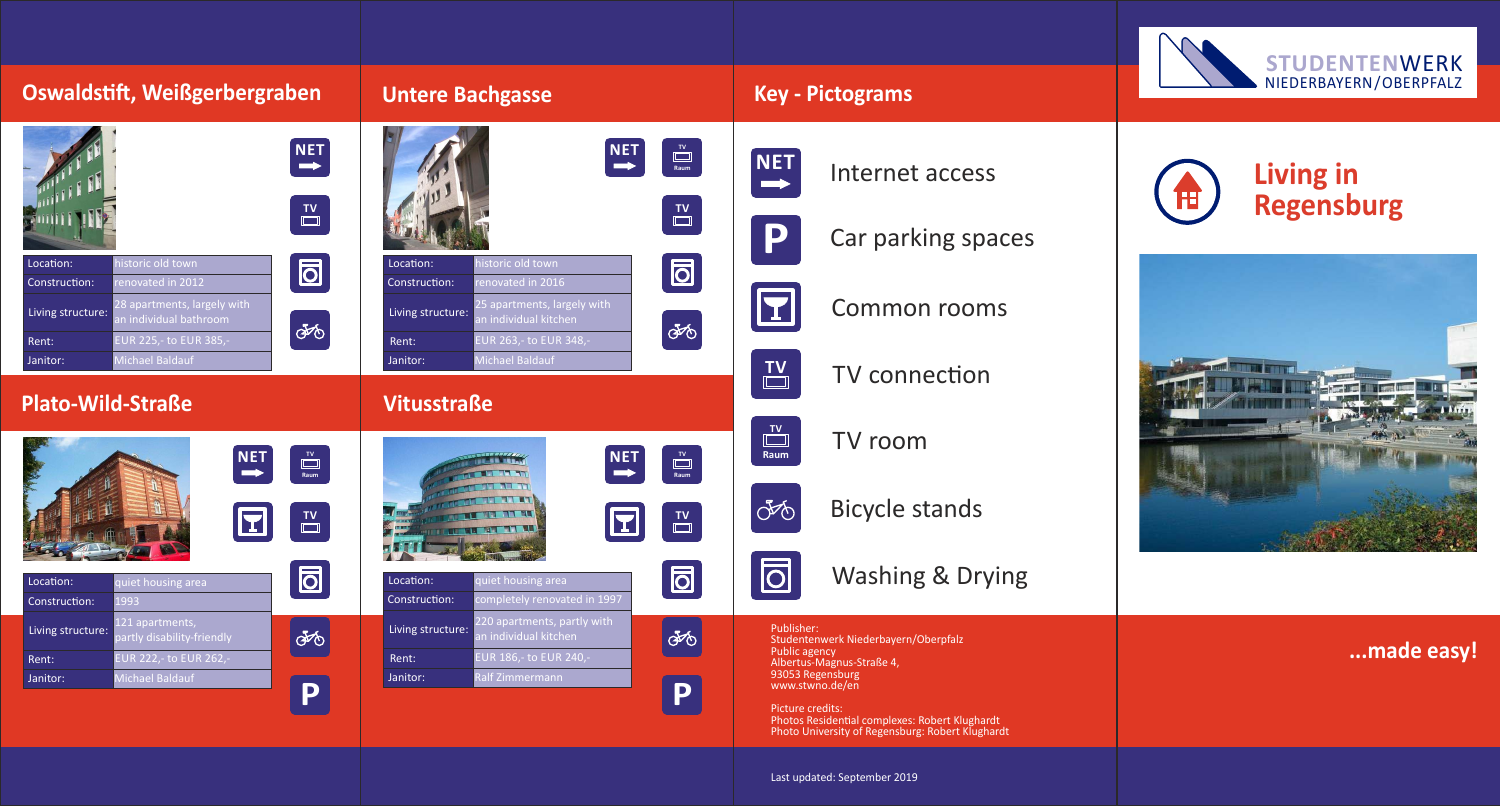## Oswaldstift, Weißgerbergraben

| Location: | historic old town |
|---|---|
| Construction: | renovated in 2012 |
| Living structure: | 28 apartments, largely with an individual bathroom |
| Rent: | EUR 225,- to EUR 385,- |
| Janitor: | Michael Baldauf |

## Plato-Wild-Straße

| Location: | quiet housing area |
|---|---|
| Construction: | 1993 |
| Living structure: | 121 apartments, partly disability-friendly |
| Rent: | EUR 222,- to EUR 262,- |
| Janitor: | Michael Baldauf |

## Untere Bachgasse

| Location: | historic old town |
|---|---|
| Construction: | renovated in 2016 |
| Living structure: | 25 apartments, largely with an individual kitchen |
| Rent: | EUR 263,- to EUR 348,- |
| Janitor: | Michael Baldauf |

## Vitusstraße

| Location: | quiet housing area |
|---|---|
| Construction: | completely renovated in 1997 |
| Living structure: | 220 apartments, partly with an individual kitchen |
| Rent: | EUR 186,- to EUR 240,- |
| Janitor: | Ralf Zimmermann |

## Key - Pictograms

- NET – Internet access
- P – Car parking spaces
- Common rooms
- TV – TV connection
- TV Raum – TV room
- Bicycle stands
- Washing & Drying

Publisher:
Studentenwerk Niederbayern/Oberpfalz
Public agency
Albertus-Magnus-Straße 4,
93053 Regensburg
www.stwno.de/en

Picture credits:
Photos Residential complexes: Robert Klughardt
Photo University of Regensburg: Robert Klughardt

Last updated: September 2019

STUDENTENWERK NIEDERBAYERN/OBERPFALZ

# Living in Regensburg

**...made easy!**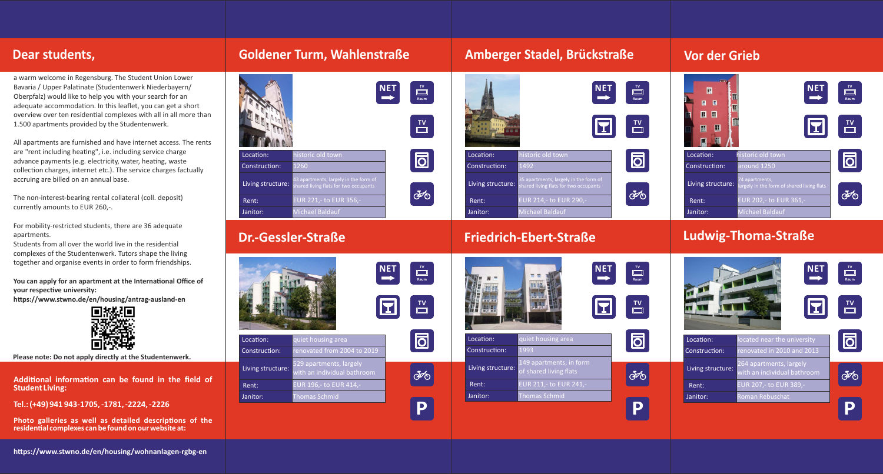## Dear students,

a warm welcome in Regensburg. The Student Union Lower Bavaria / Upper Palatinate (Studentenwerk Niederbayern/ Oberpfalz) would like to help you with your search for an adequate accommodation. In this leaflet, you can get a short overview over ten residential complexes with all in all more than 1.500 apartments provided by the Studentenwerk.

All apartments are furnished and have internet access. The rents are "rent including heating", i.e. including service charge advance payments (e.g. electricity, water, heating, waste collection charges, internet etc.). The service charges factually accruing are billed on an annual base.

The non-interest-bearing rental collateral (coll. deposit) currently amounts to EUR 260,-.

For mobility-restricted students, there are 36 adequate apartments.

Students from all over the world live in the residential complexes of the Studentenwerk. Tutors shape the living together and organise events in order to form friendships.

**You can apply for an apartment at the International Office of your respective university:**
**https://www.stwno.de/en/housing/antrag-ausland-en**

**Please note: Do not apply directly at the Studentenwerk.**

**Additional information can be found in the field of Student Living:**

**Tel.: (+49) 941 943-1705, -1781, -2224, -2226**

**Photo galleries as well as detailed descriptions of the residential complexes can be found on our website at:**

**https://www.stwno.de/en/housing/wohnanlagen-rgbg-en**

## Goldener Turm, Wahlenstraße

| | |
|---|---|
| Location: | historic old town |
| Construction: | 1260 |
| Living structure: | 43 apartments, largely in the form of shared living flats for two occupants |
| Rent: | EUR 221,- to EUR 356,- |
| Janitor: | Michael Baldauf |

NET · TV Raum · TV

## Amberger Stadel, Brückstraße

| | |
|---|---|
| Location: | historic old town |
| Construction: | 1492 |
| Living structure: | 35 apartments, largely in the form of shared living flats for two occupants |
| Rent: | EUR 214,- to EUR 290,- |
| Janitor: | Michael Baldauf |

NET · TV Raum · TV

## Vor der Grieb

| | |
|---|---|
| Location: | historic old town |
| Construction: | around 1250 |
| Living structure: | 74 apartments, largely in the form of shared living flats |
| Rent: | EUR 202,- to EUR 361,- |
| Janitor: | Michael Baldauf |

NET · TV Raum · TV

## Dr.-Gessler-Straße

| | |
|---|---|
| Location: | quiet housing area |
| Construction: | renovated from 2004 to 2019 |
| Living structure: | 529 apartments, largely with an individual bathroom |
| Rent: | EUR 196,- to EUR 414,- |
| Janitor: | Thomas Schmid |

NET · TV Raum · TV · P

## Friedrich-Ebert-Straße

| | |
|---|---|
| Location: | quiet housing area |
| Construction: | 1993 |
| Living structure: | 149 apartments, in form of shared living flats |
| Rent: | EUR 211,- to EUR 241,- |
| Janitor: | Thomas Schmid |

NET · TV Raum · TV · P

## Ludwig-Thoma-Straße

| | |
|---|---|
| Location: | located near the university |
| Construction: | renovated in 2010 and 2013 |
| Living structure: | 264 apartments, largely with an individual bathroom |
| Rent: | EUR 207,- to EUR 389,- |
| Janitor: | Roman Rebuschat |

NET · TV Raum · TV · P